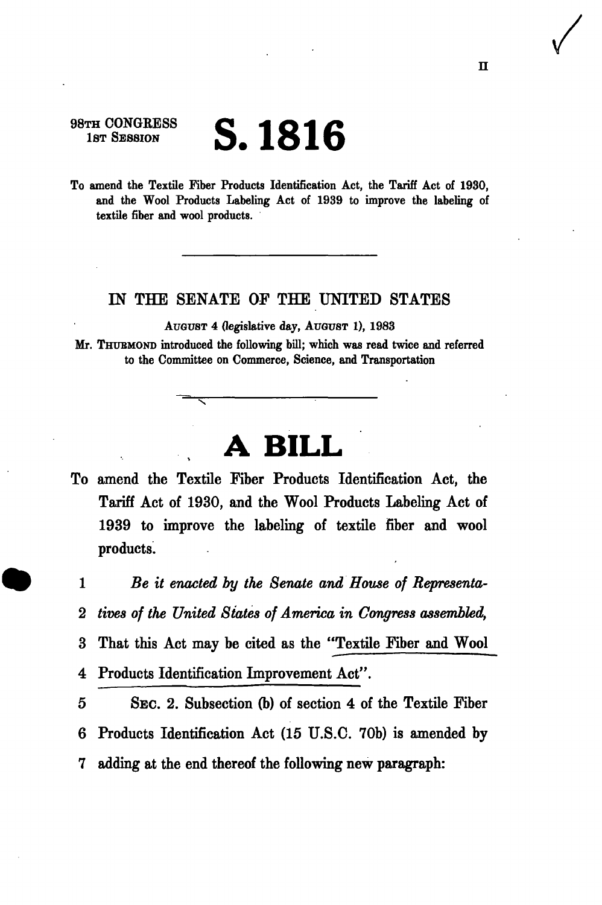98TH CONGRESS
1ST SESSION

# S. 1816

To amend the Textile Fiber Products Identification Act, the Tariff Act of 1930, and the Wool Products Labeling Act of 1939 to improve the labeling of textile fiber and wool products.

---

## IN THE SENATE OF THE UNITED STATES

AUGUST 4 (legislative day, AUGUST 1), 1983

Mr. THURMOND introduced the following bill; which was read twice and referred to the Committee on Commerce, Science, and Transportation

---

# A BILL

To amend the Textile Fiber Products Identification Act, the Tariff Act of 1930, and the Wool Products Labeling Act of 1939 to improve the labeling of textile fiber and wool products.

1 *Be it enacted by the Senate and House of Representa-*
2 *tives of the United States of America in Congress assembled,*
3 That this Act may be cited as the "Textile Fiber and Wool
4 Products Identification Improvement Act".
5 SEC. 2. Subsection (b) of section 4 of the Textile Fiber
6 Products Identification Act (15 U.S.C. 70b) is amended by
7 adding at the end thereof the following new paragraph: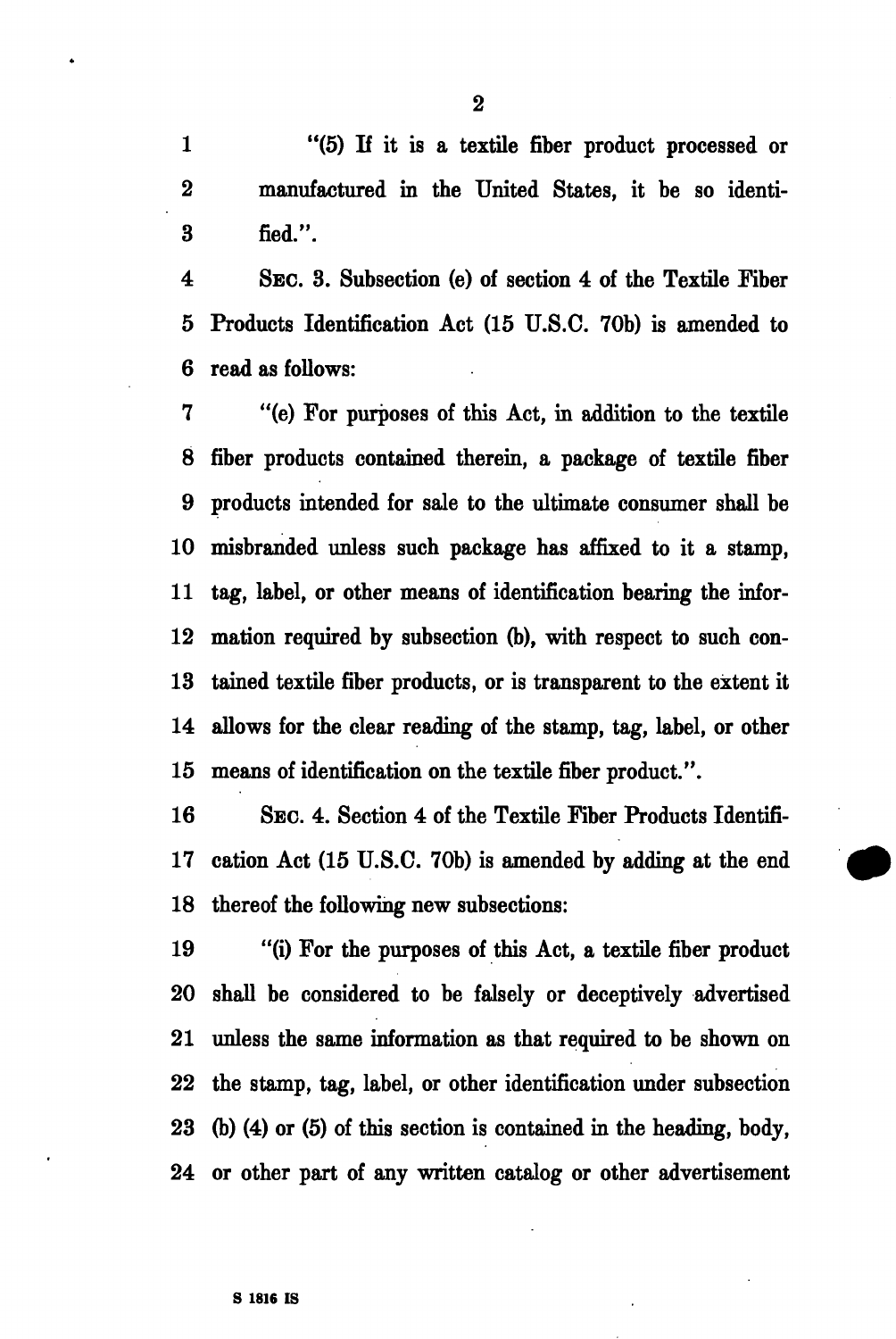"(5) If it is a textile fiber product processed or manufactured in the United States, it be so identified.".

SEC. 3. Subsection (e) of section 4 of the Textile Fiber Products Identification Act (15 U.S.C. 70b) is amended to read as follows:

"(e) For purposes of this Act, in addition to the textile fiber products contained therein, a package of textile fiber products intended for sale to the ultimate consumer shall be misbranded unless such package has affixed to it a stamp, tag, label, or other means of identification bearing the information required by subsection (b), with respect to such contained textile fiber products, or is transparent to the extent it allows for the clear reading of the stamp, tag, label, or other means of identification on the textile fiber product.".

SEC. 4. Section 4 of the Textile Fiber Products Identification Act (15 U.S.C. 70b) is amended by adding at the end thereof the following new subsections:

"(i) For the purposes of this Act, a textile fiber product shall be considered to be falsely or deceptively advertised unless the same information as that required to be shown on the stamp, tag, label, or other identification under subsection (b) (4) or (5) of this section is contained in the heading, body, or other part of any written catalog or other advertisement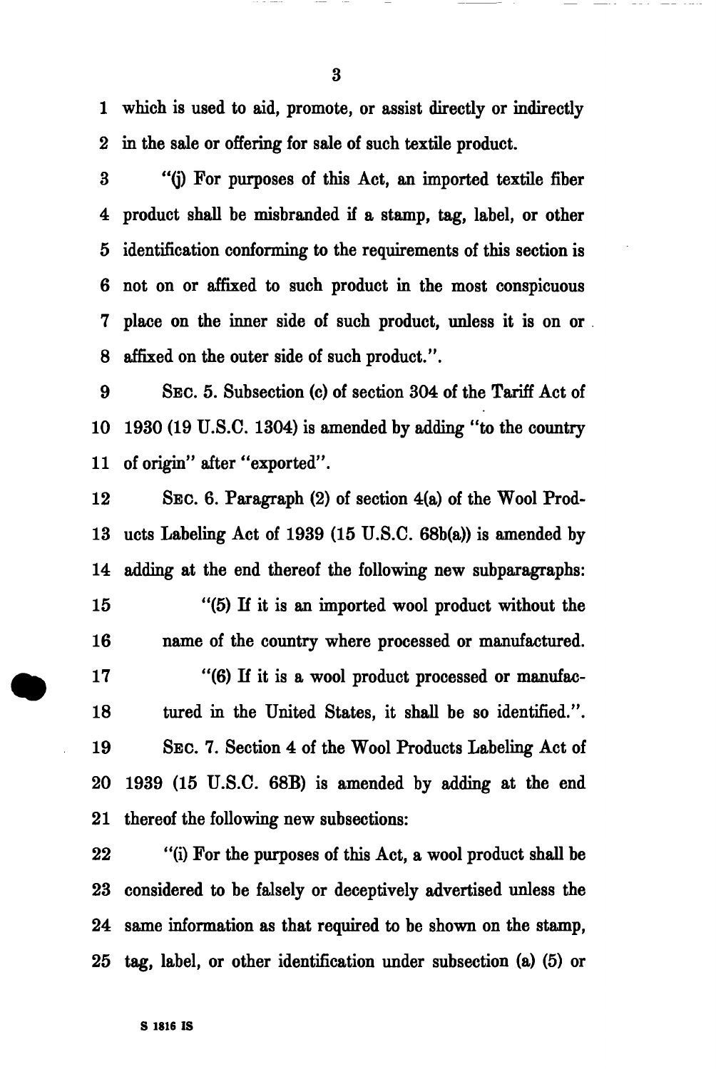which is used to aid, promote, or assist directly or indirectly in the sale or offering for sale of such textile product.

"(j) For purposes of this Act, an imported textile fiber product shall be misbranded if a stamp, tag, label, or other identification conforming to the requirements of this section is not on or affixed to such product in the most conspicuous place on the inner side of such product, unless it is on or affixed on the outer side of such product.".

SEC. 5. Subsection (c) of section 304 of the Tariff Act of 1930 (19 U.S.C. 1304) is amended by adding "to the country of origin" after "exported".

SEC. 6. Paragraph (2) of section 4(a) of the Wool Products Labeling Act of 1939 (15 U.S.C. 68b(a)) is amended by adding at the end thereof the following new subparagraphs:

"(5) If it is an imported wool product without the name of the country where processed or manufactured.

"(6) If it is a wool product processed or manufactured in the United States, it shall be so identified.".

SEC. 7. Section 4 of the Wool Products Labeling Act of 1939 (15 U.S.C. 68B) is amended by adding at the end thereof the following new subsections:

"(i) For the purposes of this Act, a wool product shall be considered to be falsely or deceptively advertised unless the same information as that required to be shown on the stamp, tag, label, or other identification under subsection (a) (5) or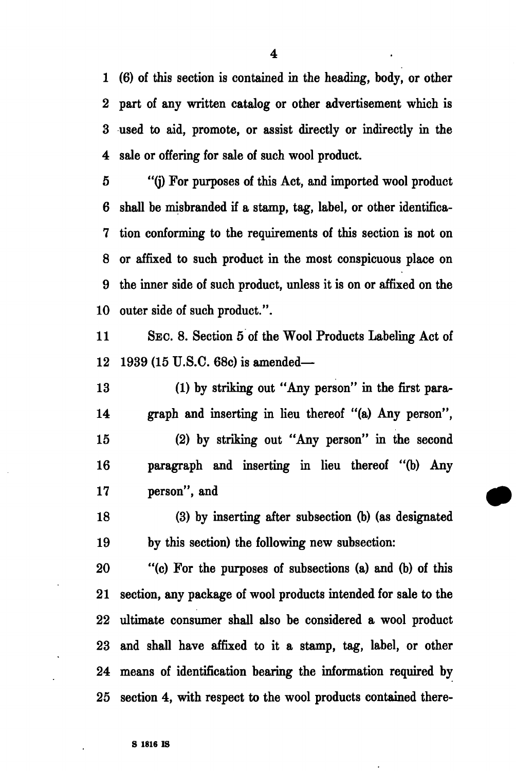(6) of this section is contained in the heading, body, or other part of any written catalog or other advertisement which is used to aid, promote, or assist directly or indirectly in the sale or offering for sale of such wool product.

"(j) For purposes of this Act, and imported wool product shall be misbranded if a stamp, tag, label, or other identification conforming to the requirements of this section is not on or affixed to such product in the most conspicuous place on the inner side of such product, unless it is on or affixed on the outer side of such product.".

SEC. 8. Section 5 of the Wool Products Labeling Act of 1939 (15 U.S.C. 68c) is amended—

(1) by striking out "Any person" in the first paragraph and inserting in lieu thereof "(a) Any person",

(2) by striking out "Any person" in the second paragraph and inserting in lieu thereof "(b) Any person", and

(3) by inserting after subsection (b) (as designated by this section) the following new subsection:

"(c) For the purposes of subsections (a) and (b) of this section, any package of wool products intended for sale to the ultimate consumer shall also be considered a wool product and shall have affixed to it a stamp, tag, label, or other means of identification bearing the information required by section 4, with respect to the wool products contained there-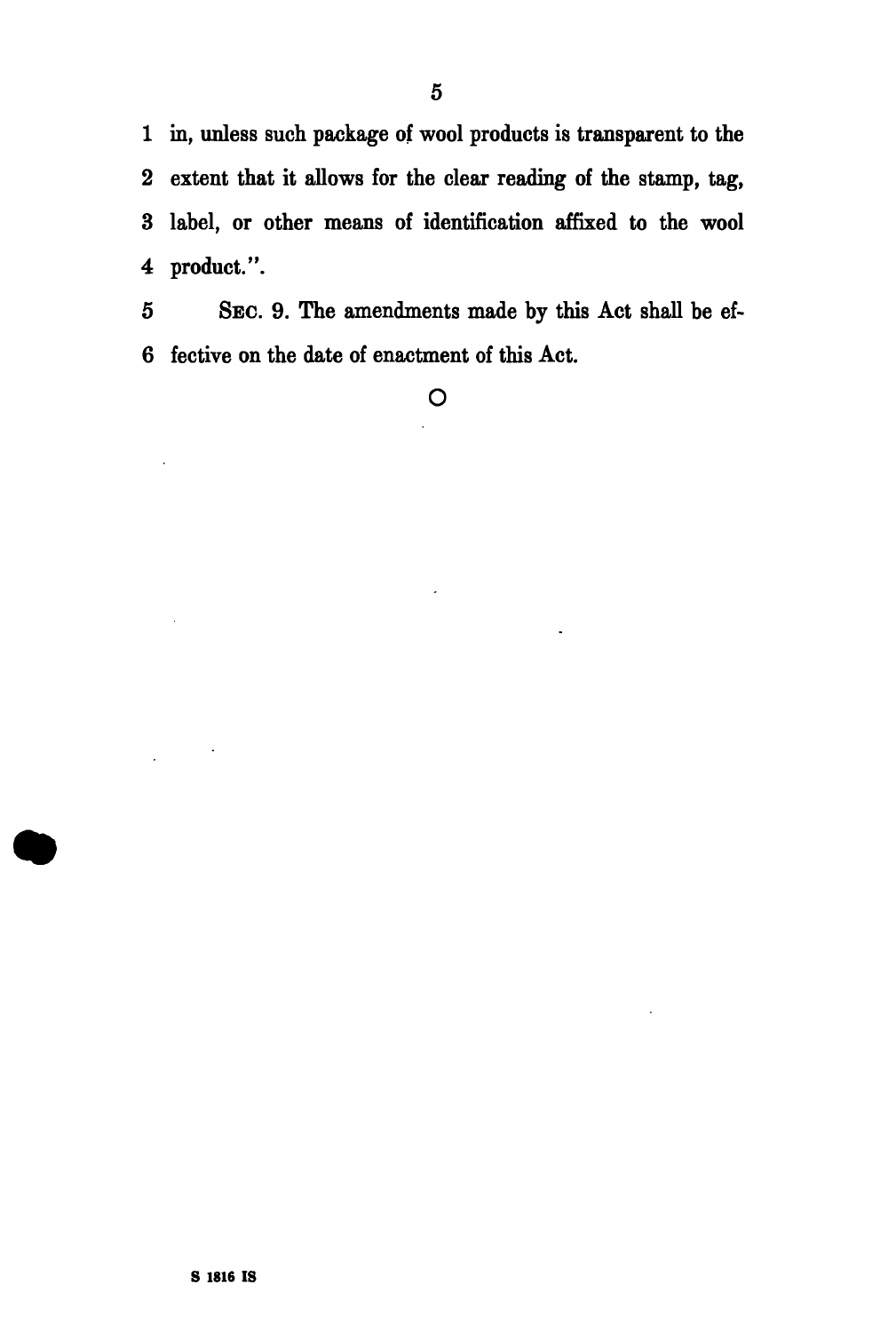in, unless such package of wool products is transparent to the extent that it allows for the clear reading of the stamp, tag, label, or other means of identification affixed to the wool product.".

SEC. 9. The amendments made by this Act shall be effective on the date of enactment of this Act.